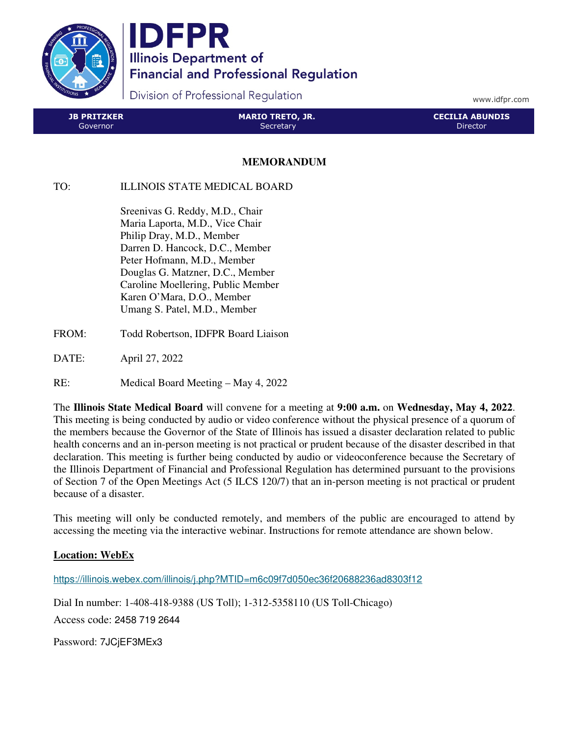# IDFPR

**Illinois Department of Financial and Professional Regulation**

Division of Professional Regulation

www.idfpr.com

| **JB PRITZKER** Governor | **MARIO TRETO, JR.** Secretary | **CECILIA ABUNDIS** Director |
|---|---|---|

## MEMORANDUM

TO: ILLINOIS STATE MEDICAL BOARD

Sreenivas G. Reddy, M.D., Chair
Maria Laporta, M.D., Vice Chair
Philip Dray, M.D., Member
Darren D. Hancock, D.C., Member
Peter Hofmann, M.D., Member
Douglas G. Matzner, D.C., Member
Caroline Moellering, Public Member
Karen O'Mara, D.O., Member
Umang S. Patel, M.D., Member

FROM: Todd Robertson, IDFPR Board Liaison

DATE: April 27, 2022

RE: Medical Board Meeting – May 4, 2022

The **Illinois State Medical Board** will convene for a meeting at **9:00 a.m.** on **Wednesday, May 4, 2022**. This meeting is being conducted by audio or video conference without the physical presence of a quorum of the members because the Governor of the State of Illinois has issued a disaster declaration related to public health concerns and an in-person meeting is not practical or prudent because of the disaster described in that declaration. This meeting is further being conducted by audio or videoconference because the Secretary of the Illinois Department of Financial and Professional Regulation has determined pursuant to the provisions of Section 7 of the Open Meetings Act (5 ILCS 120/7) that an in-person meeting is not practical or prudent because of a disaster.

This meeting will only be conducted remotely, and members of the public are encouraged to attend by accessing the meeting via the interactive webinar. Instructions for remote attendance are shown below.

**Location: WebEx**

https://illinois.webex.com/illinois/j.php?MTID=m6c09f7d050ec36f20688236ad8303f12

Dial In number: 1-408-418-9388 (US Toll); 1-312-5358110 (US Toll-Chicago)

Access code: 2458 719 2644

Password: 7JCjEF3MEx3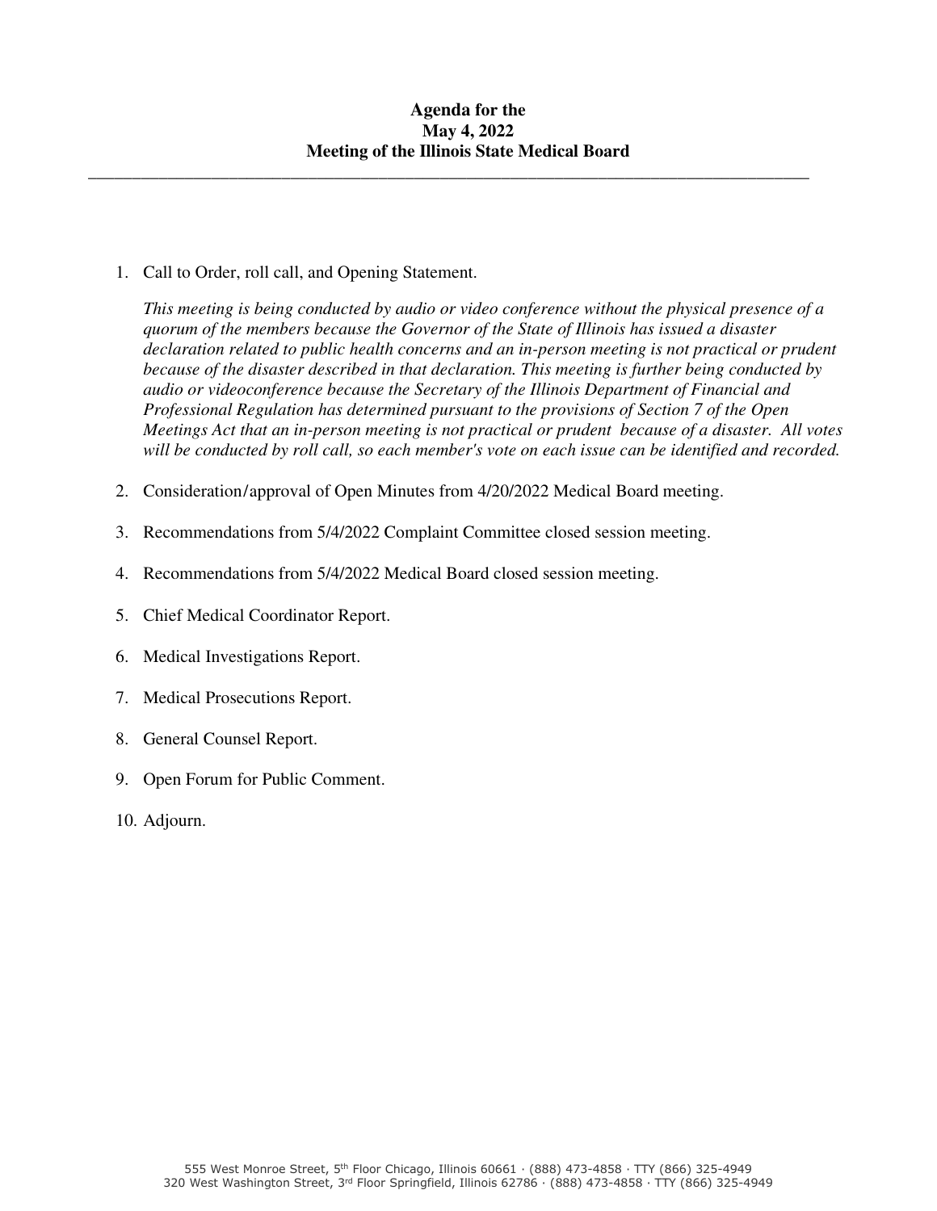**Agenda for the**
**May 4, 2022**
**Meeting of the Illinois State Medical Board**

---

1. Call to Order, roll call, and Opening Statement.

   *This meeting is being conducted by audio or video conference without the physical presence of a quorum of the members because the Governor of the State of Illinois has issued a disaster declaration related to public health concerns and an in-person meeting is not practical or prudent because of the disaster described in that declaration. This meeting is further being conducted by audio or videoconference because the Secretary of the Illinois Department of Financial and Professional Regulation has determined pursuant to the provisions of Section 7 of the Open Meetings Act that an in-person meeting is not practical or prudent because of a disaster. All votes will be conducted by roll call, so each member's vote on each issue can be identified and recorded.*

2. Consideration/approval of Open Minutes from 4/20/2022 Medical Board meeting.

3. Recommendations from 5/4/2022 Complaint Committee closed session meeting.

4. Recommendations from 5/4/2022 Medical Board closed session meeting.

5. Chief Medical Coordinator Report.

6. Medical Investigations Report.

7. Medical Prosecutions Report.

8. General Counsel Report.

9. Open Forum for Public Comment.

10. Adjourn.

555 West Monroe Street, 5th Floor Chicago, Illinois 60661 · (888) 473-4858 · TTY (866) 325-4949
320 West Washington Street, 3rd Floor Springfield, Illinois 62786 · (888) 473-4858 · TTY (866) 325-4949